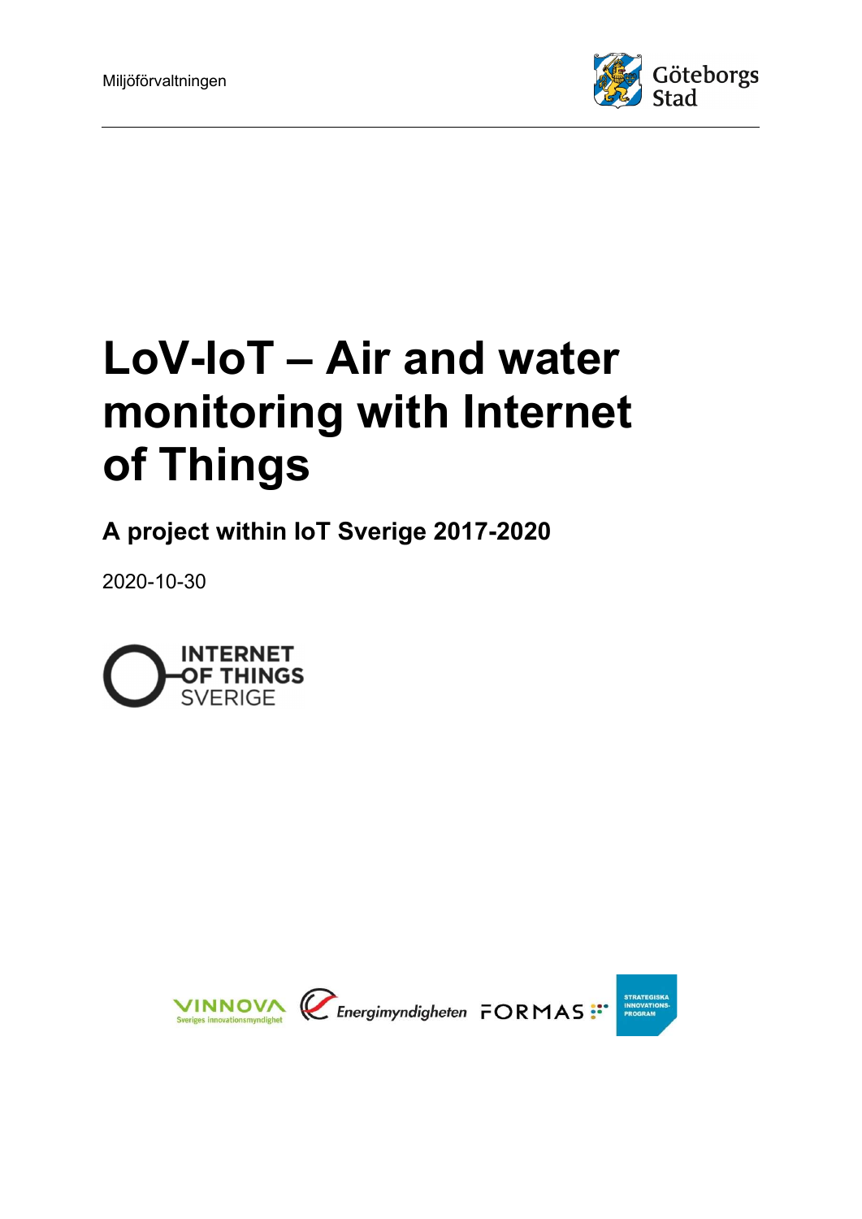Miljöförvaltningen

Göteborgs Stad

# LoV-IoT – Air and water monitoring with Internet of Things

## A project within IoT Sverige 2017-2020

2020-10-30

INTERNET OF THINGS SVERIGE

VINNOVA Sveriges innovationsmyndighet Energimyndigheten FORMAS STRATEGISKA INNOVATIONS-PROGRAM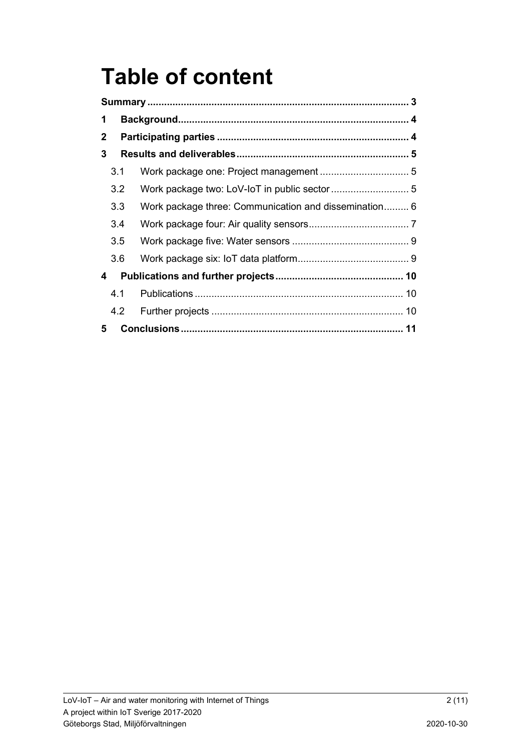# Table of content

**Summary** ............................................................................................. **3**

**1 Background** ................................................................................. **4**

**2 Participating parties** .................................................................... **4**

**3 Results and deliverables** ............................................................. **5**

- 3.1 Work package one: Project management ................................ 5
- 3.2 Work package two: LoV-IoT in public sector ............................ 5
- 3.3 Work package three: Communication and dissemination ......... 6
- 3.4 Work package four: Air quality sensors .................................... 7
- 3.5 Work package five: Water sensors .......................................... 9
- 3.6 Work package six: IoT data platform ........................................ 9

**4 Publications and further projects** .............................................. **10**

- 4.1 Publications ........................................................................... 10
- 4.2 Further projects ..................................................................... 10

**5 Conclusions** ............................................................................... **11**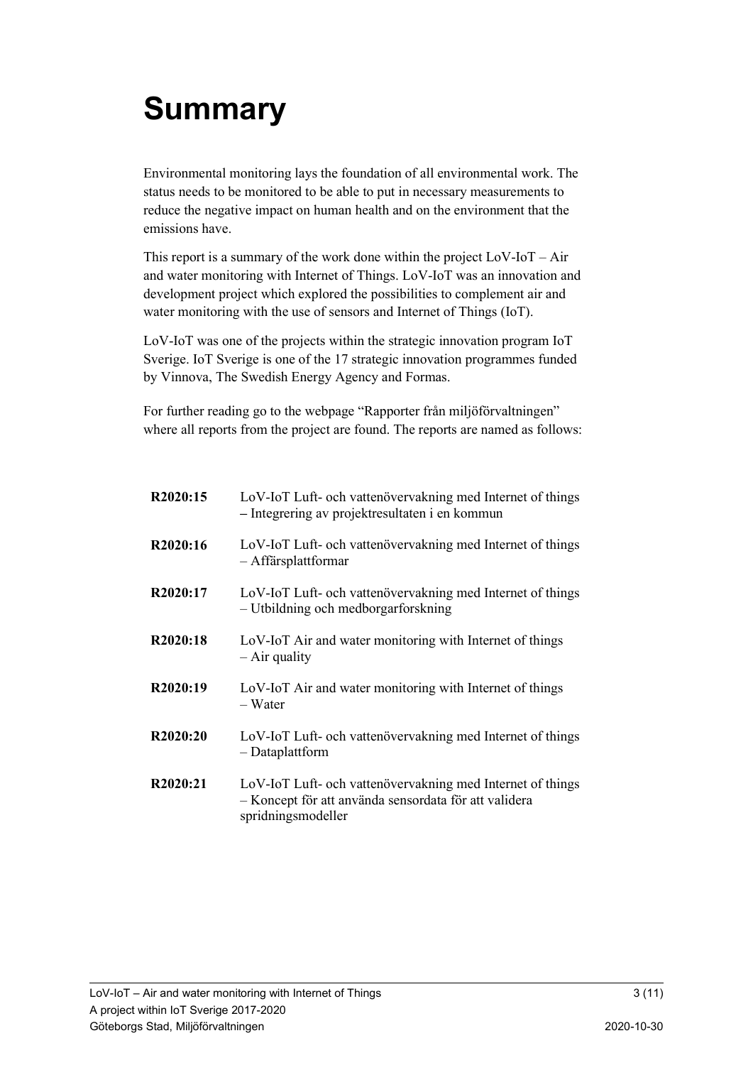# Summary

Environmental monitoring lays the foundation of all environmental work. The status needs to be monitored to be able to put in necessary measurements to reduce the negative impact on human health and on the environment that the emissions have.

This report is a summary of the work done within the project LoV-IoT – Air and water monitoring with Internet of Things. LoV-IoT was an innovation and development project which explored the possibilities to complement air and water monitoring with the use of sensors and Internet of Things (IoT).

LoV-IoT was one of the projects within the strategic innovation program IoT Sverige. IoT Sverige is one of the 17 strategic innovation programmes funded by Vinnova, The Swedish Energy Agency and Formas.

For further reading go to the webpage "Rapporter från miljöförvaltningen" where all reports from the project are found. The reports are named as follows:

| | |
|---|---|
| **R2020:15** | LoV-IoT Luft- och vattenövervakning med Internet of things – Integrering av projektresultaten i en kommun |
| **R2020:16** | LoV-IoT Luft- och vattenövervakning med Internet of things – Affärsplattformar |
| **R2020:17** | LoV-IoT Luft- och vattenövervakning med Internet of things – Utbildning och medborgarforskning |
| **R2020:18** | LoV-IoT Air and water monitoring with Internet of things – Air quality |
| **R2020:19** | LoV-IoT Air and water monitoring with Internet of things – Water |
| **R2020:20** | LoV-IoT Luft- och vattenövervakning med Internet of things – Dataplattform |
| **R2020:21** | LoV-IoT Luft- och vattenövervakning med Internet of things – Koncept för att använda sensordata för att validera spridningsmodeller |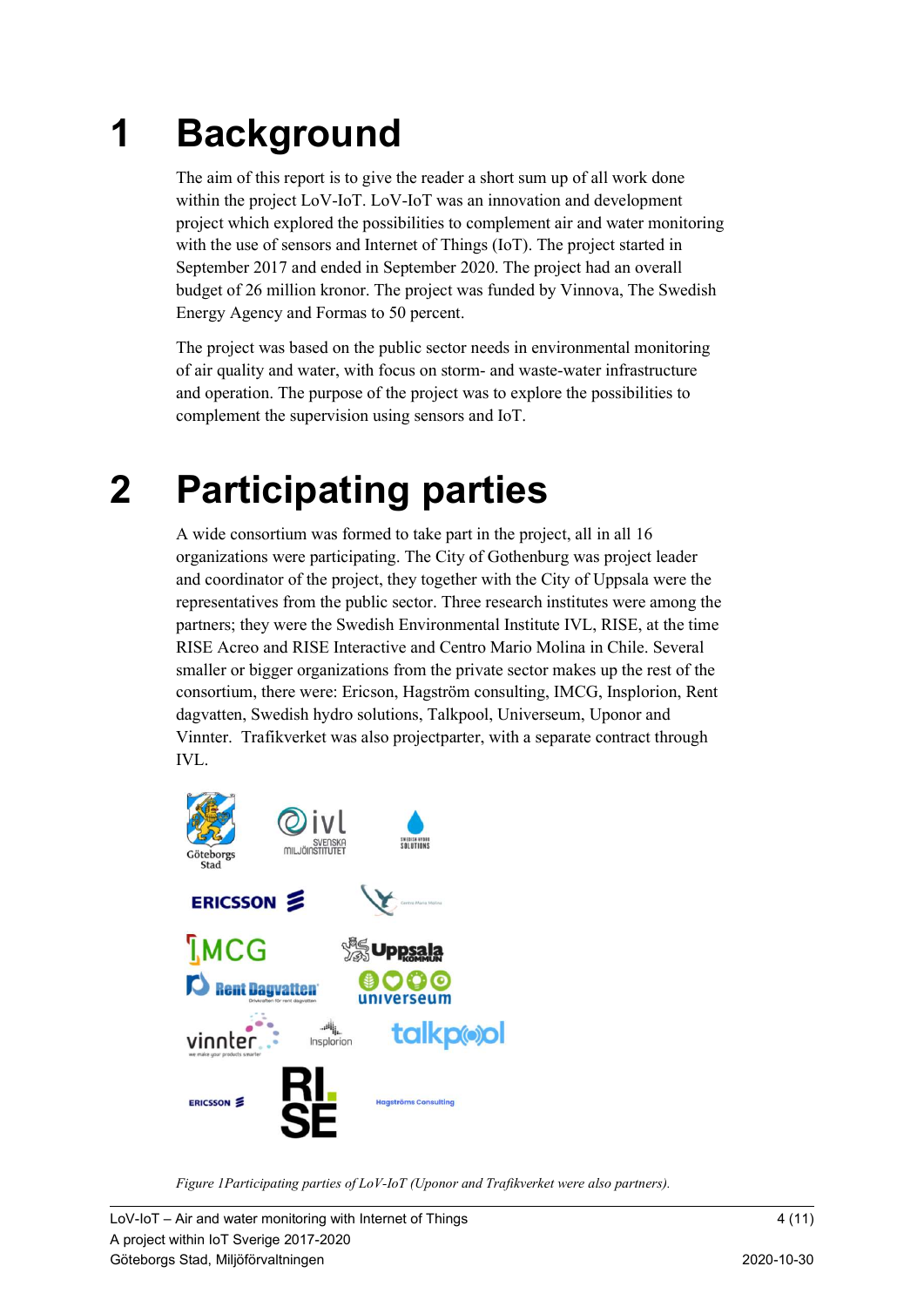# 1 Background

The aim of this report is to give the reader a short sum up of all work done within the project LoV-IoT. LoV-IoT was an innovation and development project which explored the possibilities to complement air and water monitoring with the use of sensors and Internet of Things (IoT). The project started in September 2017 and ended in September 2020. The project had an overall budget of 26 million kronor. The project was funded by Vinnova, The Swedish Energy Agency and Formas to 50 percent.

The project was based on the public sector needs in environmental monitoring of air quality and water, with focus on storm- and waste-water infrastructure and operation. The purpose of the project was to explore the possibilities to complement the supervision using sensors and IoT.

# 2 Participating parties

A wide consortium was formed to take part in the project, all in all 16 organizations were participating. The City of Gothenburg was project leader and coordinator of the project, they together with the City of Uppsala were the representatives from the public sector. Three research institutes were among the partners; they were the Swedish Environmental Institute IVL, RISE, at the time RISE Acreo and RISE Interactive and Centro Mario Molina in Chile. Several smaller or bigger organizations from the private sector makes up the rest of the consortium, there were: Ericson, Hagström consulting, IMCG, Insplorion, Rent dagvatten, Swedish hydro solutions, Talkpool, Universeum, Uponor and Vinnter. Trafikverket was also projectparter, with a separate contract through IVL.

*Figure 1Participating parties of LoV-IoT (Uponor and Trafikverket were also partners).*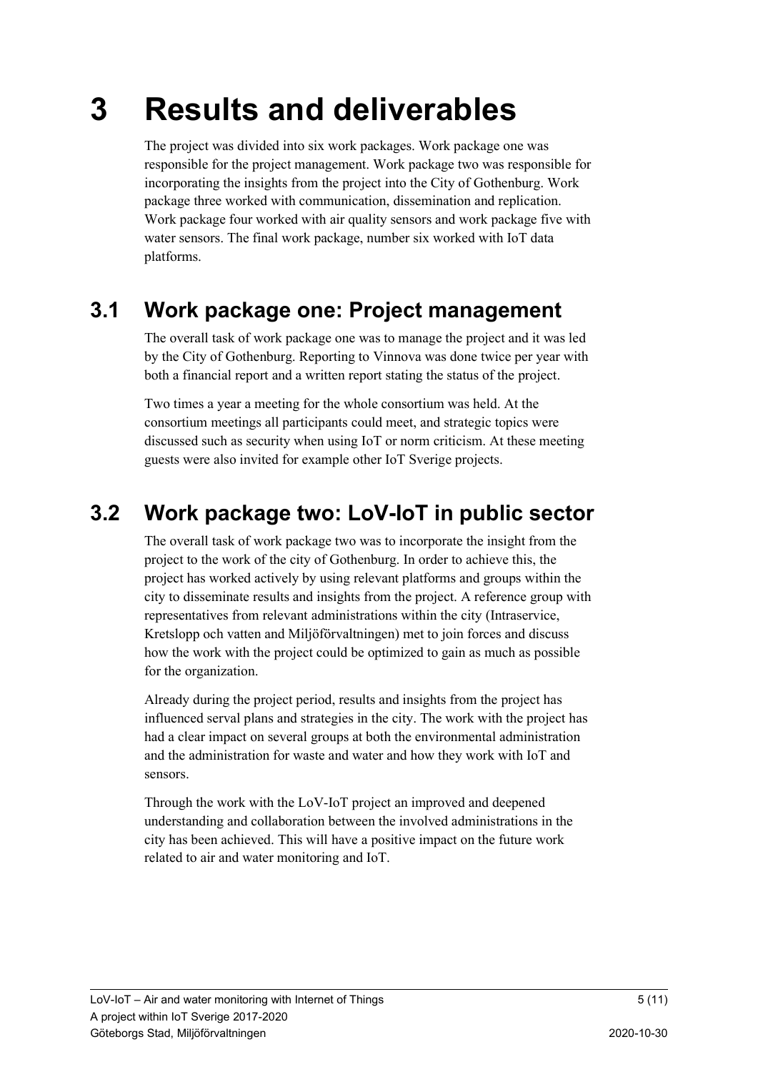# 3 Results and deliverables

The project was divided into six work packages. Work package one was responsible for the project management. Work package two was responsible for incorporating the insights from the project into the City of Gothenburg. Work package three worked with communication, dissemination and replication. Work package four worked with air quality sensors and work package five with water sensors. The final work package, number six worked with IoT data platforms.

## 3.1 Work package one: Project management

The overall task of work package one was to manage the project and it was led by the City of Gothenburg. Reporting to Vinnova was done twice per year with both a financial report and a written report stating the status of the project.

Two times a year a meeting for the whole consortium was held. At the consortium meetings all participants could meet, and strategic topics were discussed such as security when using IoT or norm criticism. At these meeting guests were also invited for example other IoT Sverige projects.

## 3.2 Work package two: LoV-IoT in public sector

The overall task of work package two was to incorporate the insight from the project to the work of the city of Gothenburg. In order to achieve this, the project has worked actively by using relevant platforms and groups within the city to disseminate results and insights from the project. A reference group with representatives from relevant administrations within the city (Intraservice, Kretslopp och vatten and Miljöförvaltningen) met to join forces and discuss how the work with the project could be optimized to gain as much as possible for the organization.

Already during the project period, results and insights from the project has influenced serval plans and strategies in the city. The work with the project has had a clear impact on several groups at both the environmental administration and the administration for waste and water and how they work with IoT and sensors.

Through the work with the LoV-IoT project an improved and deepened understanding and collaboration between the involved administrations in the city has been achieved. This will have a positive impact on the future work related to air and water monitoring and IoT.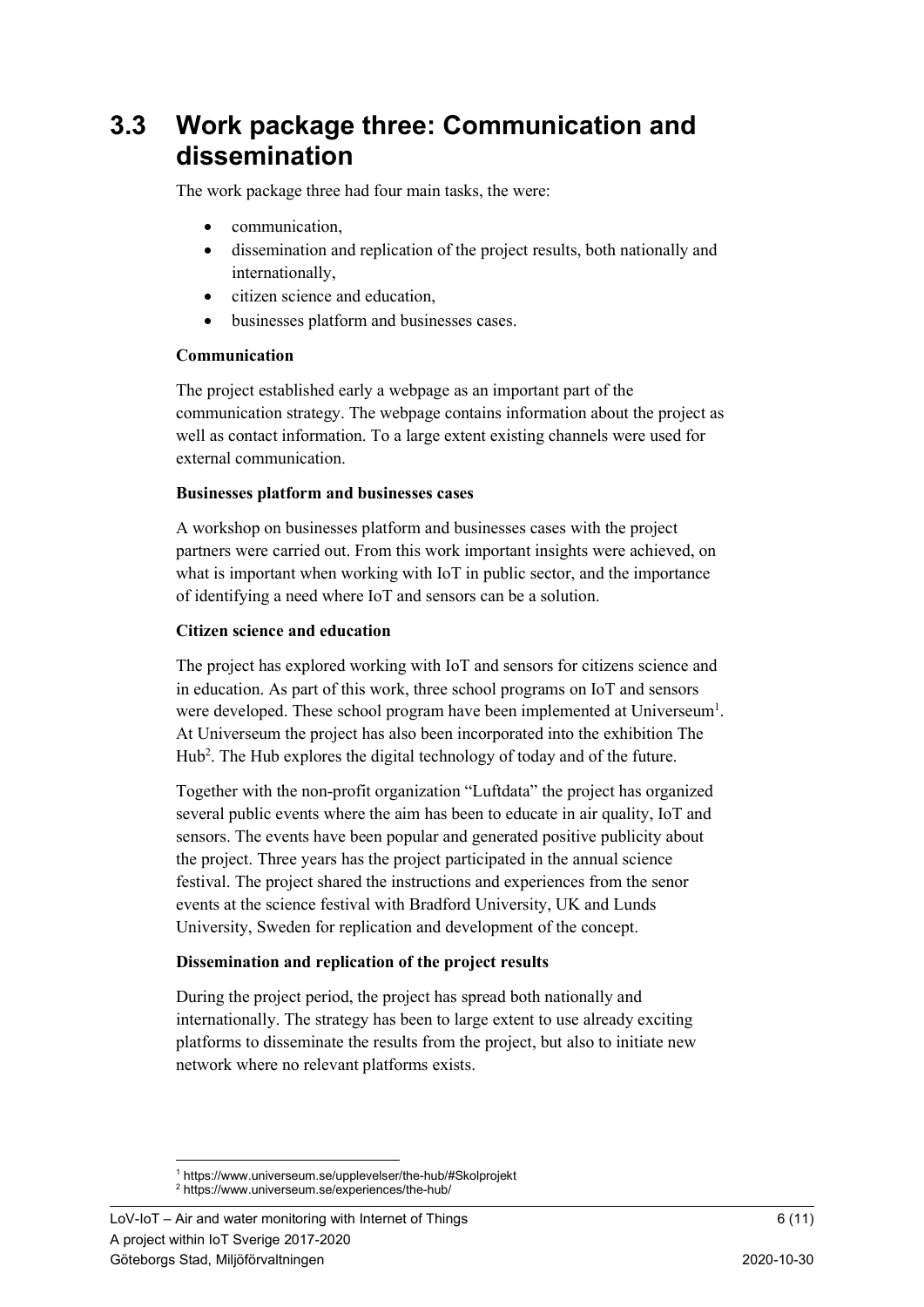## 3.3 Work package three: Communication and dissemination

The work package three had four main tasks, the were:

- communication,
- dissemination and replication of the project results, both nationally and internationally,
- citizen science and education,
- businesses platform and businesses cases.

**Communication**

The project established early a webpage as an important part of the communication strategy. The webpage contains information about the project as well as contact information. To a large extent existing channels were used for external communication.

**Businesses platform and businesses cases**

A workshop on businesses platform and businesses cases with the project partners were carried out. From this work important insights were achieved, on what is important when working with IoT in public sector, and the importance of identifying a need where IoT and sensors can be a solution.

**Citizen science and education**

The project has explored working with IoT and sensors for citizens science and in education. As part of this work, three school programs on IoT and sensors were developed. These school program have been implemented at Universeum[1]. At Universeum the project has also been incorporated into the exhibition The Hub[2]. The Hub explores the digital technology of today and of the future.

Together with the non-profit organization "Luftdata" the project has organized several public events where the aim has been to educate in air quality, IoT and sensors. The events have been popular and generated positive publicity about the project. Three years has the project participated in the annual science festival. The project shared the instructions and experiences from the senor events at the science festival with Bradford University, UK and Lunds University, Sweden for replication and development of the concept.

**Dissemination and replication of the project results**

During the project period, the project has spread both nationally and internationally. The strategy has been to large extent to use already exciting platforms to disseminate the results from the project, but also to initiate new network where no relevant platforms exists.

[1] https://www.universeum.se/upplevelser/the-hub/#Skolprojekt

[2] https://www.universeum.se/experiences/the-hub/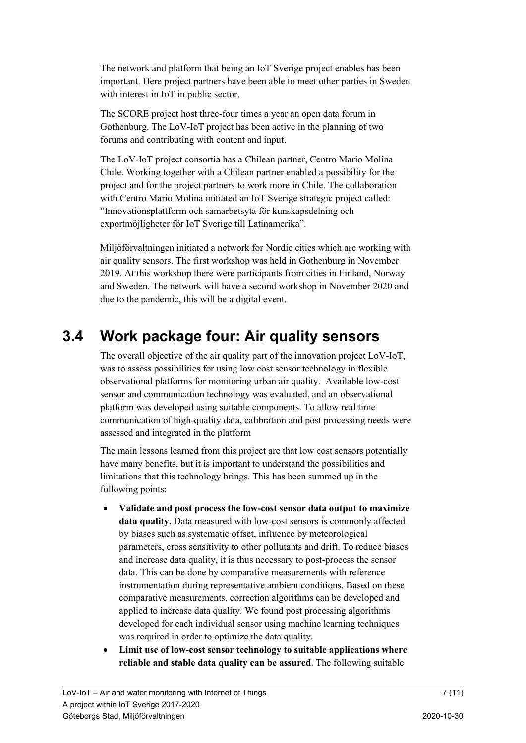The network and platform that being an IoT Sverige project enables has been important. Here project partners have been able to meet other parties in Sweden with interest in IoT in public sector.

The SCORE project host three-four times a year an open data forum in Gothenburg. The LoV-IoT project has been active in the planning of two forums and contributing with content and input.

The LoV-IoT project consortia has a Chilean partner, Centro Mario Molina Chile. Working together with a Chilean partner enabled a possibility for the project and for the project partners to work more in Chile. The collaboration with Centro Mario Molina initiated an IoT Sverige strategic project called: ”Innovationsplattform och samarbetsyta för kunskapsdelning och exportmöjligheter för IoT Sverige till Latinamerika”.

Miljöförvaltningen initiated a network for Nordic cities which are working with air quality sensors. The first workshop was held in Gothenburg in November 2019. At this workshop there were participants from cities in Finland, Norway and Sweden. The network will have a second workshop in November 2020 and due to the pandemic, this will be a digital event.

## 3.4 Work package four: Air quality sensors

The overall objective of the air quality part of the innovation project LoV-IoT, was to assess possibilities for using low cost sensor technology in flexible observational platforms for monitoring urban air quality. Available low-cost sensor and communication technology was evaluated, and an observational platform was developed using suitable components. To allow real time communication of high-quality data, calibration and post processing needs were assessed and integrated in the platform

The main lessons learned from this project are that low cost sensors potentially have many benefits, but it is important to understand the possibilities and limitations that this technology brings. This has been summed up in the following points:

- **Validate and post process the low-cost sensor data output to maximize data quality.** Data measured with low-cost sensors is commonly affected by biases such as systematic offset, influence by meteorological parameters, cross sensitivity to other pollutants and drift. To reduce biases and increase data quality, it is thus necessary to post-process the sensor data. This can be done by comparative measurements with reference instrumentation during representative ambient conditions. Based on these comparative measurements, correction algorithms can be developed and applied to increase data quality. We found post processing algorithms developed for each individual sensor using machine learning techniques was required in order to optimize the data quality.
- **Limit use of low-cost sensor technology to suitable applications where reliable and stable data quality can be assured**. The following suitable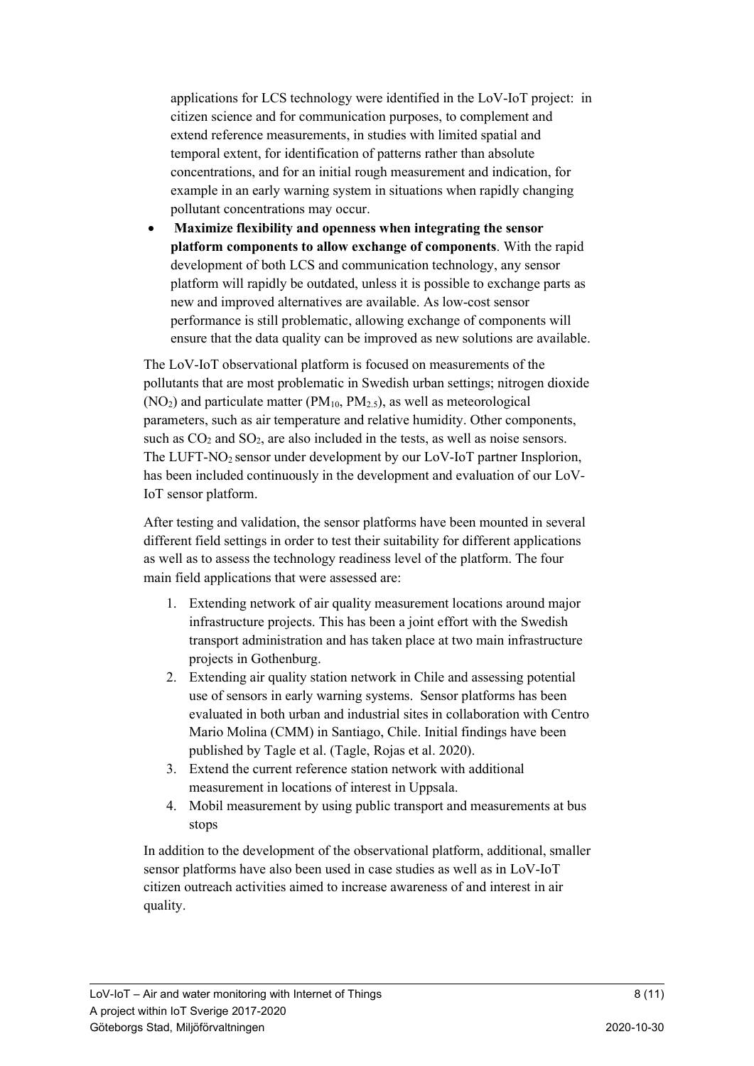applications for LCS technology were identified in the LoV-IoT project: in citizen science and for communication purposes, to complement and extend reference measurements, in studies with limited spatial and temporal extent, for identification of patterns rather than absolute concentrations, and for an initial rough measurement and indication, for example in an early warning system in situations when rapidly changing pollutant concentrations may occur.

- **Maximize flexibility and openness when integrating the sensor platform components to allow exchange of components**. With the rapid development of both LCS and communication technology, any sensor platform will rapidly be outdated, unless it is possible to exchange parts as new and improved alternatives are available. As low-cost sensor performance is still problematic, allowing exchange of components will ensure that the data quality can be improved as new solutions are available.

The LoV-IoT observational platform is focused on measurements of the pollutants that are most problematic in Swedish urban settings; nitrogen dioxide ($NO_2$) and particulate matter ($PM_{10}$, $PM_{2.5}$), as well as meteorological parameters, such as air temperature and relative humidity. Other components, such as $CO_2$ and $SO_2$, are also included in the tests, as well as noise sensors. The LUFT-$NO_2$ sensor under development by our LoV-IoT partner Insplorion, has been included continuously in the development and evaluation of our LoV-IoT sensor platform.

After testing and validation, the sensor platforms have been mounted in several different field settings in order to test their suitability for different applications as well as to assess the technology readiness level of the platform. The four main field applications that were assessed are:

1. Extending network of air quality measurement locations around major infrastructure projects. This has been a joint effort with the Swedish transport administration and has taken place at two main infrastructure projects in Gothenburg.
2. Extending air quality station network in Chile and assessing potential use of sensors in early warning systems. Sensor platforms has been evaluated in both urban and industrial sites in collaboration with Centro Mario Molina (CMM) in Santiago, Chile. Initial findings have been published by Tagle et al. (Tagle, Rojas et al. 2020).
3. Extend the current reference station network with additional measurement in locations of interest in Uppsala.
4. Mobil measurement by using public transport and measurements at bus stops

In addition to the development of the observational platform, additional, smaller sensor platforms have also been used in case studies as well as in LoV-IoT citizen outreach activities aimed to increase awareness of and interest in air quality.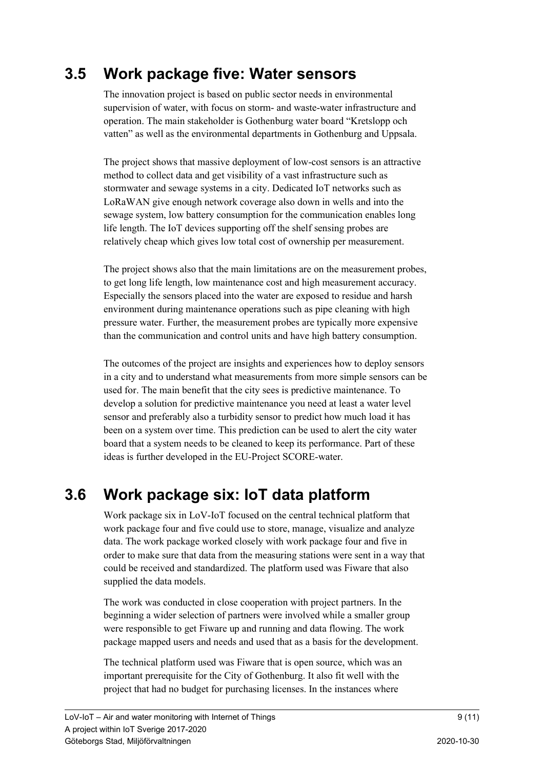## 3.5 Work package five: Water sensors

The innovation project is based on public sector needs in environmental supervision of water, with focus on storm- and waste-water infrastructure and operation. The main stakeholder is Gothenburg water board "Kretslopp och vatten" as well as the environmental departments in Gothenburg and Uppsala.

The project shows that massive deployment of low-cost sensors is an attractive method to collect data and get visibility of a vast infrastructure such as stormwater and sewage systems in a city. Dedicated IoT networks such as LoRaWAN give enough network coverage also down in wells and into the sewage system, low battery consumption for the communication enables long life length. The IoT devices supporting off the shelf sensing probes are relatively cheap which gives low total cost of ownership per measurement.

The project shows also that the main limitations are on the measurement probes, to get long life length, low maintenance cost and high measurement accuracy. Especially the sensors placed into the water are exposed to residue and harsh environment during maintenance operations such as pipe cleaning with high pressure water. Further, the measurement probes are typically more expensive than the communication and control units and have high battery consumption.

The outcomes of the project are insights and experiences how to deploy sensors in a city and to understand what measurements from more simple sensors can be used for. The main benefit that the city sees is predictive maintenance. To develop a solution for predictive maintenance you need at least a water level sensor and preferably also a turbidity sensor to predict how much load it has been on a system over time. This prediction can be used to alert the city water board that a system needs to be cleaned to keep its performance. Part of these ideas is further developed in the EU-Project SCORE-water.

## 3.6 Work package six: IoT data platform

Work package six in LoV-IoT focused on the central technical platform that work package four and five could use to store, manage, visualize and analyze data. The work package worked closely with work package four and five in order to make sure that data from the measuring stations were sent in a way that could be received and standardized. The platform used was Fiware that also supplied the data models.

The work was conducted in close cooperation with project partners. In the beginning a wider selection of partners were involved while a smaller group were responsible to get Fiware up and running and data flowing. The work package mapped users and needs and used that as a basis for the development.

The technical platform used was Fiware that is open source, which was an important prerequisite for the City of Gothenburg. It also fit well with the project that had no budget for purchasing licenses. In the instances where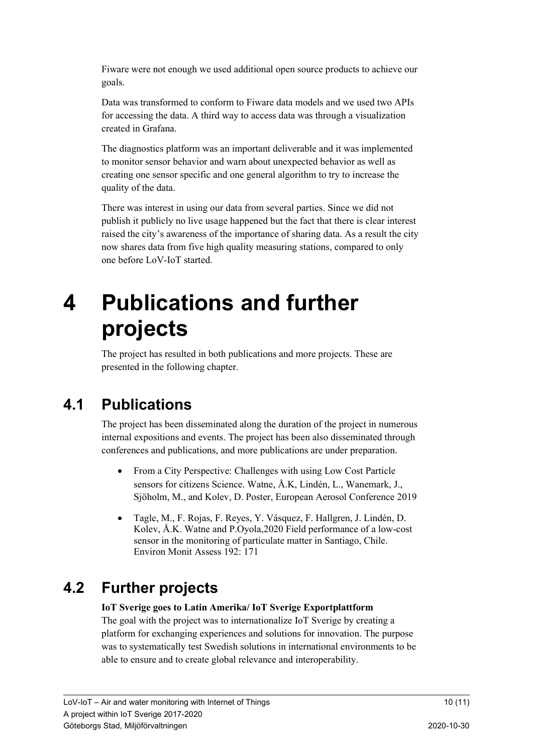Fiware were not enough we used additional open source products to achieve our goals.

Data was transformed to conform to Fiware data models and we used two APIs for accessing the data. A third way to access data was through a visualization created in Grafana.

The diagnostics platform was an important deliverable and it was implemented to monitor sensor behavior and warn about unexpected behavior as well as creating one sensor specific and one general algorithm to try to increase the quality of the data.

There was interest in using our data from several parties. Since we did not publish it publicly no live usage happened but the fact that there is clear interest raised the city's awareness of the importance of sharing data. As a result the city now shares data from five high quality measuring stations, compared to only one before LoV-IoT started.

# 4 Publications and further projects

The project has resulted in both publications and more projects. These are presented in the following chapter.

## 4.1 Publications

The project has been disseminated along the duration of the project in numerous internal expositions and events. The project has been also disseminated through conferences and publications, and more publications are under preparation.

- From a City Perspective: Challenges with using Low Cost Particle sensors for citizens Science. Watne, Å.K, Lindén, L., Wanemark, J., Sjöholm, M., and Kolev, D. Poster, European Aerosol Conference 2019
- Tagle, M., F. Rojas, F. Reyes, Y. Vásquez, F. Hallgren, J. Lindén, D. Kolev, Å.K. Watne and P.Oyola,2020 Field performance of a low-cost sensor in the monitoring of particulate matter in Santiago, Chile. Environ Monit Assess 192: 171

## 4.2 Further projects

**IoT Sverige goes to Latin Amerika/ IoT Sverige Exportplattform**
The goal with the project was to internationalize IoT Sverige by creating a platform for exchanging experiences and solutions for innovation. The purpose was to systematically test Swedish solutions in international environments to be able to ensure and to create global relevance and interoperability.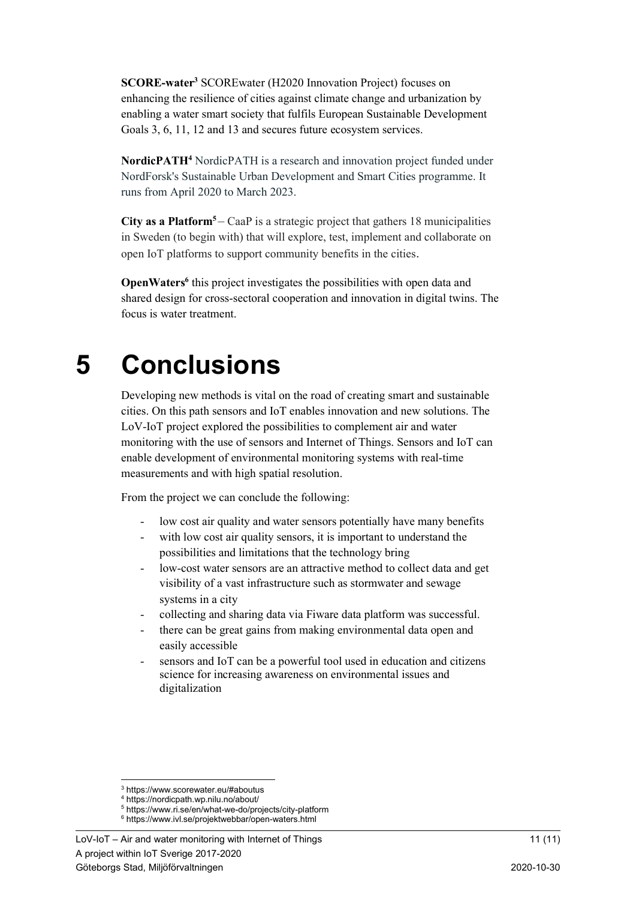**SCORE-water**[3] SCOREwater (H2020 Innovation Project) focuses on enhancing the resilience of cities against climate change and urbanization by enabling a water smart society that fulfils European Sustainable Development Goals 3, 6, 11, 12 and 13 and secures future ecosystem services.

**NordicPATH**[4] NordicPATH is a research and innovation project funded under NordForsk's Sustainable Urban Development and Smart Cities programme. It runs from April 2020 to March 2023.

**City as a Platform**[5] – CaaP is a strategic project that gathers 18 municipalities in Sweden (to begin with) that will explore, test, implement and collaborate on open IoT platforms to support community benefits in the cities.

**OpenWaters**[6] this project investigates the possibilities with open data and shared design for cross-sectoral cooperation and innovation in digital twins. The focus is water treatment.

# 5 Conclusions

Developing new methods is vital on the road of creating smart and sustainable cities. On this path sensors and IoT enables innovation and new solutions. The LoV-IoT project explored the possibilities to complement air and water monitoring with the use of sensors and Internet of Things. Sensors and IoT can enable development of environmental monitoring systems with real-time measurements and with high spatial resolution.

From the project we can conclude the following:

- low cost air quality and water sensors potentially have many benefits
- with low cost air quality sensors, it is important to understand the possibilities and limitations that the technology bring
- low-cost water sensors are an attractive method to collect data and get visibility of a vast infrastructure such as stormwater and sewage systems in a city
- collecting and sharing data via Fiware data platform was successful.
- there can be great gains from making environmental data open and easily accessible
- sensors and IoT can be a powerful tool used in education and citizens science for increasing awareness on environmental issues and digitalization

[3] https://www.scorewater.eu/#aboutus

[4] https://nordicpath.wp.nilu.no/about/

[5] https://www.ri.se/en/what-we-do/projects/city-platform

[6] https://www.ivl.se/projektwebbar/open-waters.html